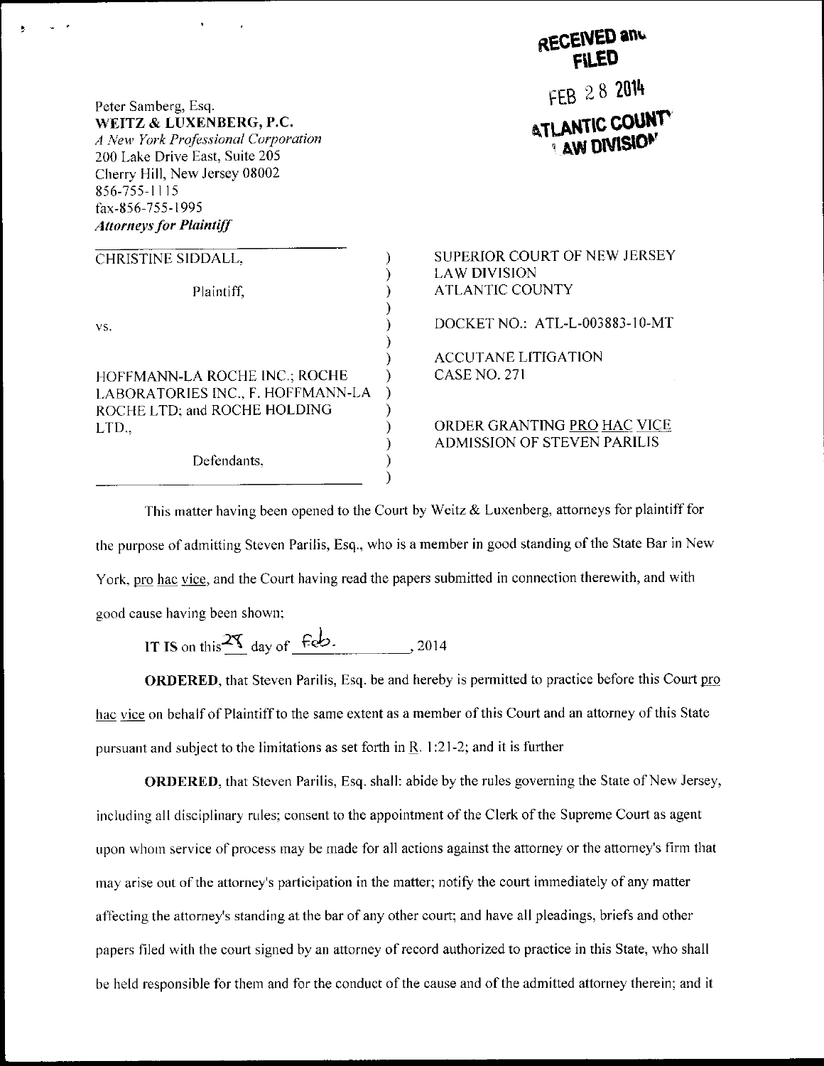RECEIVED and FILED

FEB 28 2014

ATLANTIC COUNTY LAW DIVISION

Peter Samberg, Esq.
**WEITZ & LUXENBERG, P.C.**
*A New York Professional Corporation*
200 Lake Drive East, Suite 205
Cherry Hill, New Jersey 08002
856-755-1115
fax-856-755-1995
***Attorneys for Plaintiff***

| | | |
|---|---|---|
| CHRISTINE SIDDALL, | ) | SUPERIOR COURT OF NEW JERSEY |
| | ) | LAW DIVISION |
| Plaintiff, | ) | ATLANTIC COUNTY |
| | ) | |
| vs. | ) | DOCKET NO.: ATL-L-003883-10-MT |
| | ) | |
| | ) | ACCUTANE LITIGATION |
| HOFFMANN-LA ROCHE INC.; ROCHE | ) | CASE NO. 271 |
| LABORATORIES INC., F. HOFFMANN-LA | ) | |
| ROCHE LTD; and ROCHE HOLDING | ) | |
| LTD., | ) | ORDER GRANTING PRO HAC VICE |
| | ) | ADMISSION OF STEVEN PARILIS |
| Defendants, | ) | |

This matter having been opened to the Court by Weitz & Luxenberg, attorneys for plaintiff for the purpose of admitting Steven Parilis, Esq., who is a member in good standing of the State Bar in New York, pro hac vice, and the Court having read the papers submitted in connection therewith, and with good cause having been shown;

**IT IS** on this 28 day of Feb., 2014

**ORDERED**, that Steven Parilis, Esq. be and hereby is permitted to practice before this Court pro hac vice on behalf of Plaintiff to the same extent as a member of this Court and an attorney of this State pursuant and subject to the limitations as set forth in R. 1:21-2; and it is further

**ORDERED**, that Steven Parilis, Esq. shall: abide by the rules governing the State of New Jersey, including all disciplinary rules; consent to the appointment of the Clerk of the Supreme Court as agent upon whom service of process may be made for all actions against the attorney or the attorney's firm that may arise out of the attorney's participation in the matter; notify the court immediately of any matter affecting the attorney's standing at the bar of any other court; and have all pleadings, briefs and other papers filed with the court signed by an attorney of record authorized to practice in this State, who shall be held responsible for them and for the conduct of the cause and of the admitted attorney therein; and it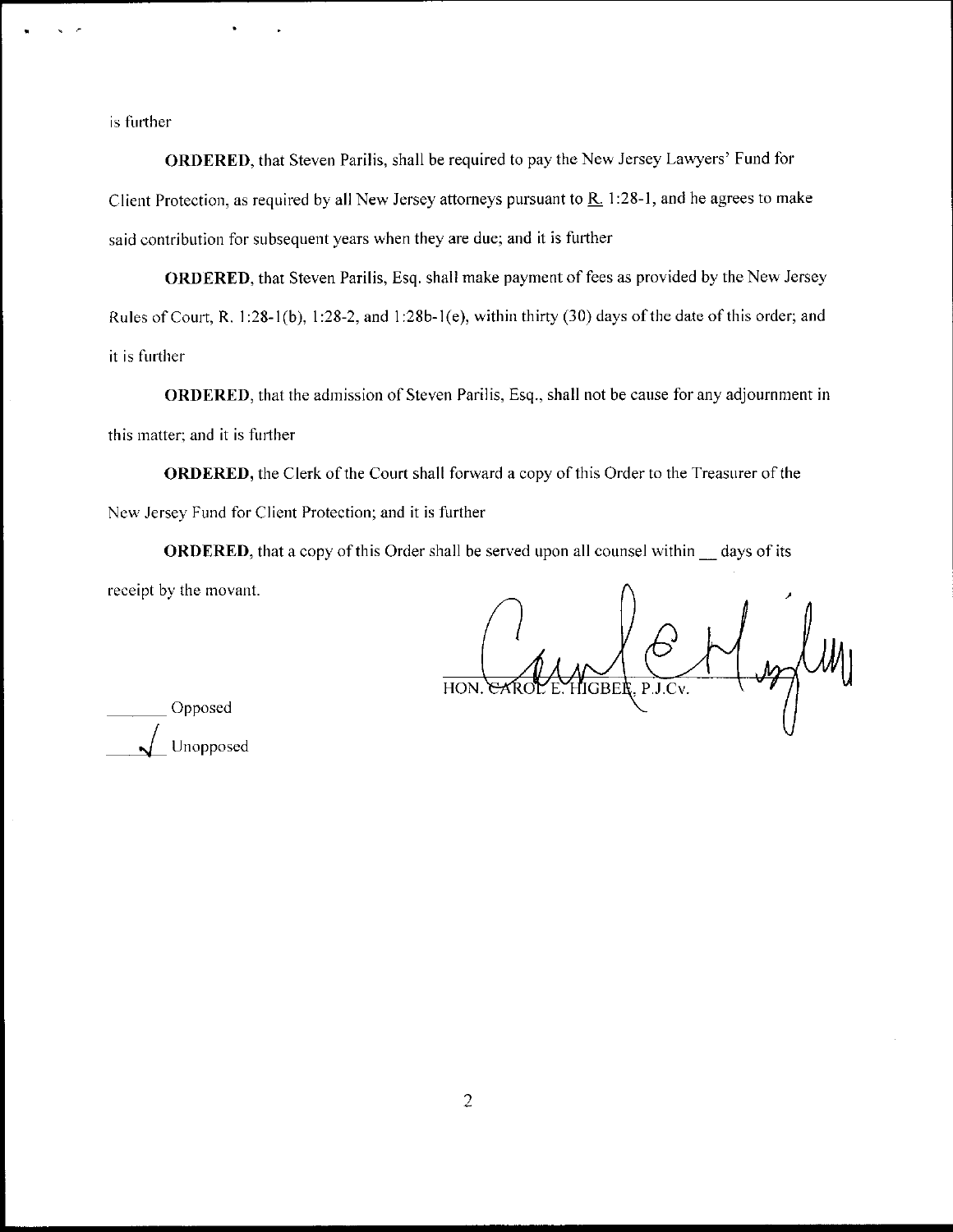is further

**ORDERED**, that Steven Parilis, shall be required to pay the New Jersey Lawyers' Fund for Client Protection, as required by all New Jersey attorneys pursuant to R. 1:28-1, and he agrees to make said contribution for subsequent years when they are due; and it is further

**ORDERED**, that Steven Parilis, Esq. shall make payment of fees as provided by the New Jersey Rules of Court, R. 1:28-1(b), 1:28-2, and 1:28b-1(e), within thirty (30) days of the date of this order; and it is further

**ORDERED**, that the admission of Steven Parilis, Esq., shall not be cause for any adjournment in this matter; and it is further

**ORDERED**, the Clerk of the Court shall forward a copy of this Order to the Treasurer of the New Jersey Fund for Client Protection; and it is further

**ORDERED**, that a copy of this Order shall be served upon all counsel within __ days of its receipt by the movant.

HON. CAROL E. HIGBEE, P.J.Cv.

_____ Opposed

__✓__ Unopposed